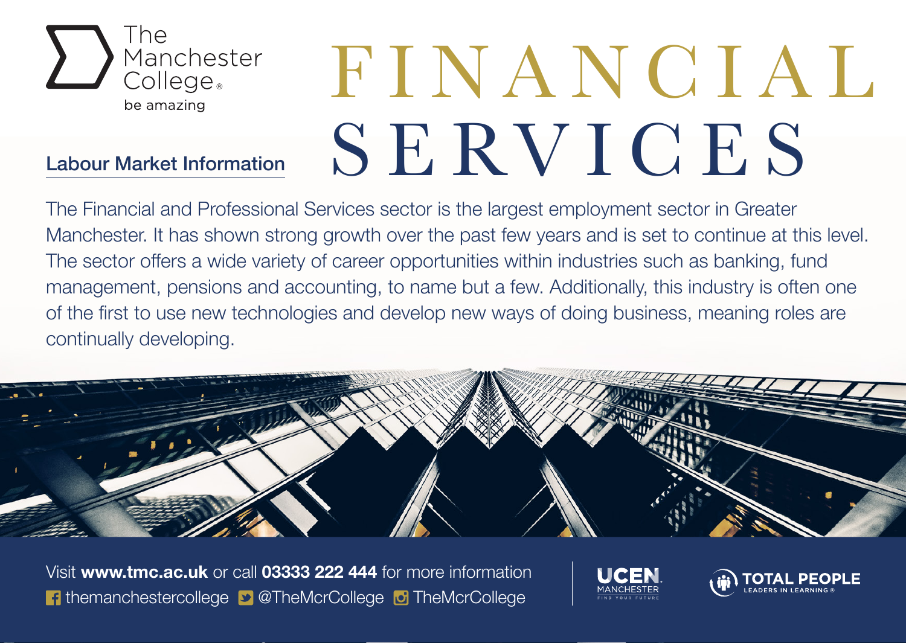The Manchester College

be amazing

# FINANCIAL SERVICES

## Labour Market Information

The Financial and Professional Services sector is the largest employment sector in Greater Manchester. It has shown strong growth over the past few years and is set to continue at this level. The sector offers a wide variety of career opportunities within industries such as banking, fund management, pensions and accounting, to name but a few. Additionally, this industry is often one of the first to use new technologies and develop new ways of doing business, meaning roles are continually developing.

Visit **www.tmc.ac.uk** or call **03333 222 444** for more information

themanchestercollege @TheMcrCollege TheMcrCollege

UCEN MANCHESTER FIND YOUR FUTURE

TOTAL PEOPLE LEADERS IN LEARNING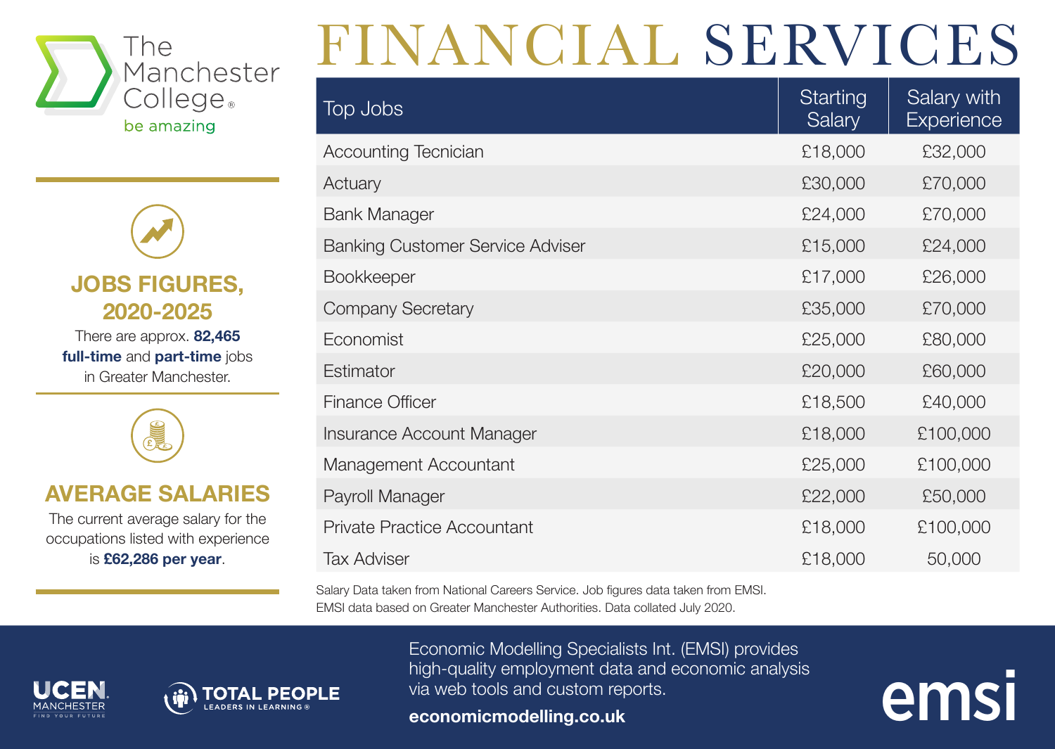The Manchester College
be amazing

# FINANCIAL SERVICES

| Top Jobs | Starting Salary | Salary with Experience |
|---|---|---|
| Accounting Tecnician | £18,000 | £32,000 |
| Actuary | £30,000 | £70,000 |
| Bank Manager | £24,000 | £70,000 |
| Banking Customer Service Adviser | £15,000 | £24,000 |
| Bookkeeper | £17,000 | £26,000 |
| Company Secretary | £35,000 | £70,000 |
| Economist | £25,000 | £80,000 |
| Estimator | £20,000 | £60,000 |
| Finance Officer | £18,500 | £40,000 |
| Insurance Account Manager | £18,000 | £100,000 |
| Management Accountant | £25,000 | £100,000 |
| Payroll Manager | £22,000 | £50,000 |
| Private Practice Accountant | £18,000 | £100,000 |
| Tax Adviser | £18,000 | 50,000 |

Salary Data taken from National Careers Service. Job figures data taken from EMSI.
EMSI data based on Greater Manchester Authorities. Data collated July 2020.

## JOBS FIGURES, 2020-2025

There are approx. **82,465 full-time** and **part-time** jobs in Greater Manchester.

## AVERAGE SALARIES

The current average salary for the occupations listed with experience is **£62,286 per year**.

UCEN MANCHESTER FIND YOUR FUTURE

TOTAL PEOPLE LEADERS IN LEARNING

Economic Modelling Specialists Int. (EMSI) provides high-quality employment data and economic analysis via web tools and custom reports.

**economicmodelling.co.uk**

emsi